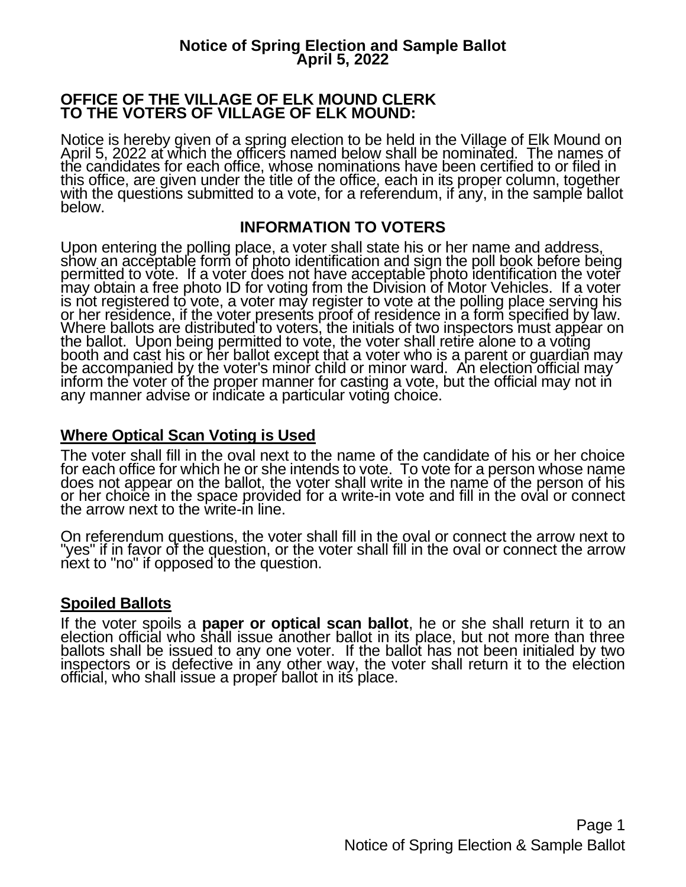# Notice of Spring Election and Sample Ballot
## April 5, 2022

**OFFICE OF THE VILLAGE OF ELK MOUND CLERK**
**TO THE VOTERS OF VILLAGE OF ELK MOUND:**

Notice is hereby given of a spring election to be held in the Village of Elk Mound on April 5, 2022 at which the officers named below shall be nominated. The names of the candidates for each office, whose nominations have been certified to or filed in this office, are given under the title of the office, each in its proper column, together with the questions submitted to a vote, for a referendum, if any, in the sample ballot below.

## INFORMATION TO VOTERS

Upon entering the polling place, a voter shall state his or her name and address, show an acceptable form of photo identification and sign the poll book before being permitted to vote. If a voter does not have acceptable photo identification the voter may obtain a free photo ID for voting from the Division of Motor Vehicles. If a voter is not registered to vote, a voter may register to vote at the polling place serving his or her residence, if the voter presents proof of residence in a form specified by law. Where ballots are distributed to voters, the initials of two inspectors must appear on the ballot. Upon being permitted to vote, the voter shall retire alone to a voting booth and cast his or her ballot except that a voter who is a parent or guardian may be accompanied by the voter's minor child or minor ward. An election official may inform the voter of the proper manner for casting a vote, but the official may not in any manner advise or indicate a particular voting choice.

### Where Optical Scan Voting is Used

The voter shall fill in the oval next to the name of the candidate of his or her choice for each office for which he or she intends to vote. To vote for a person whose name does not appear on the ballot, the voter shall write in the name of the person of his or her choice in the space provided for a write-in vote and fill in the oval or connect the arrow next to the write-in line.

On referendum questions, the voter shall fill in the oval or connect the arrow next to "yes" if in favor of the question, or the voter shall fill in the oval or connect the arrow next to "no" if opposed to the question.

### Spoiled Ballots

If the voter spoils a **paper or optical scan ballot**, he or she shall return it to an election official who shall issue another ballot in its place, but not more than three ballots shall be issued to any one voter. If the ballot has not been initialed by two inspectors or is defective in any other way, the voter shall return it to the election official, who shall issue a proper ballot in its place.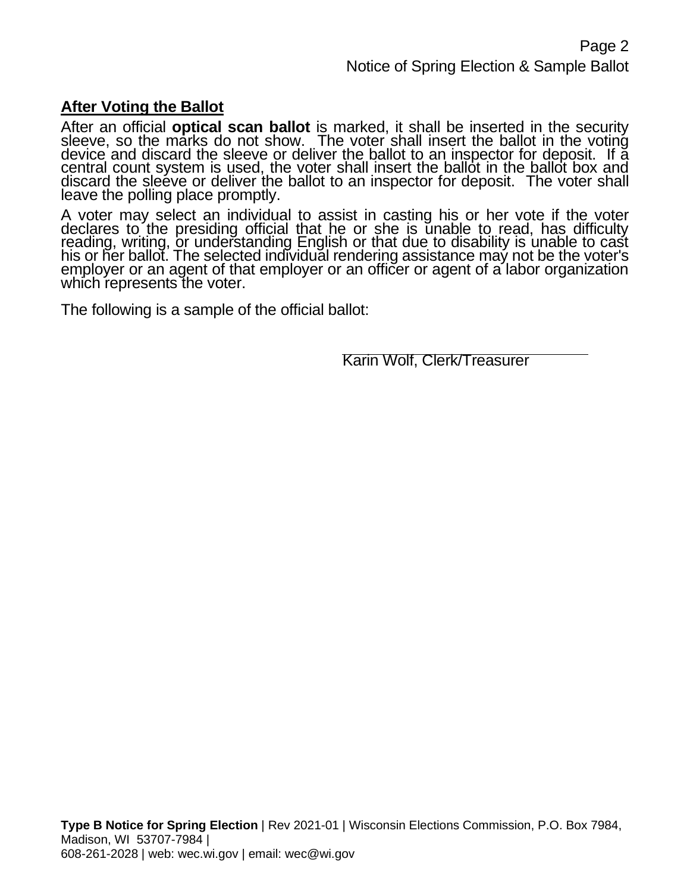## After Voting the Ballot

After an official **optical scan ballot** is marked, it shall be inserted in the security sleeve, so the marks do not show. The voter shall insert the ballot in the voting device and discard the sleeve or deliver the ballot to an inspector for deposit. If a central count system is used, the voter shall insert the ballot in the ballot box and discard the sleeve or deliver the ballot to an inspector for deposit. The voter shall leave the polling place promptly.

A voter may select an individual to assist in casting his or her vote if the voter declares to the presiding official that he or she is unable to read, has difficulty reading, writing, or understanding English or that due to disability is unable to cast his or her ballot. The selected individual rendering assistance may not be the voter's employer or an agent of that employer or an officer or agent of a labor organization which represents the voter.

The following is a sample of the official ballot:

Karin Wolf, Clerk/Treasurer

**Type B Notice for Spring Election** | Rev 2021-01 | Wisconsin Elections Commission, P.O. Box 7984, Madison, WI 53707-7984 | 608-261-2028 | web: wec.wi.gov | email: wec@wi.gov